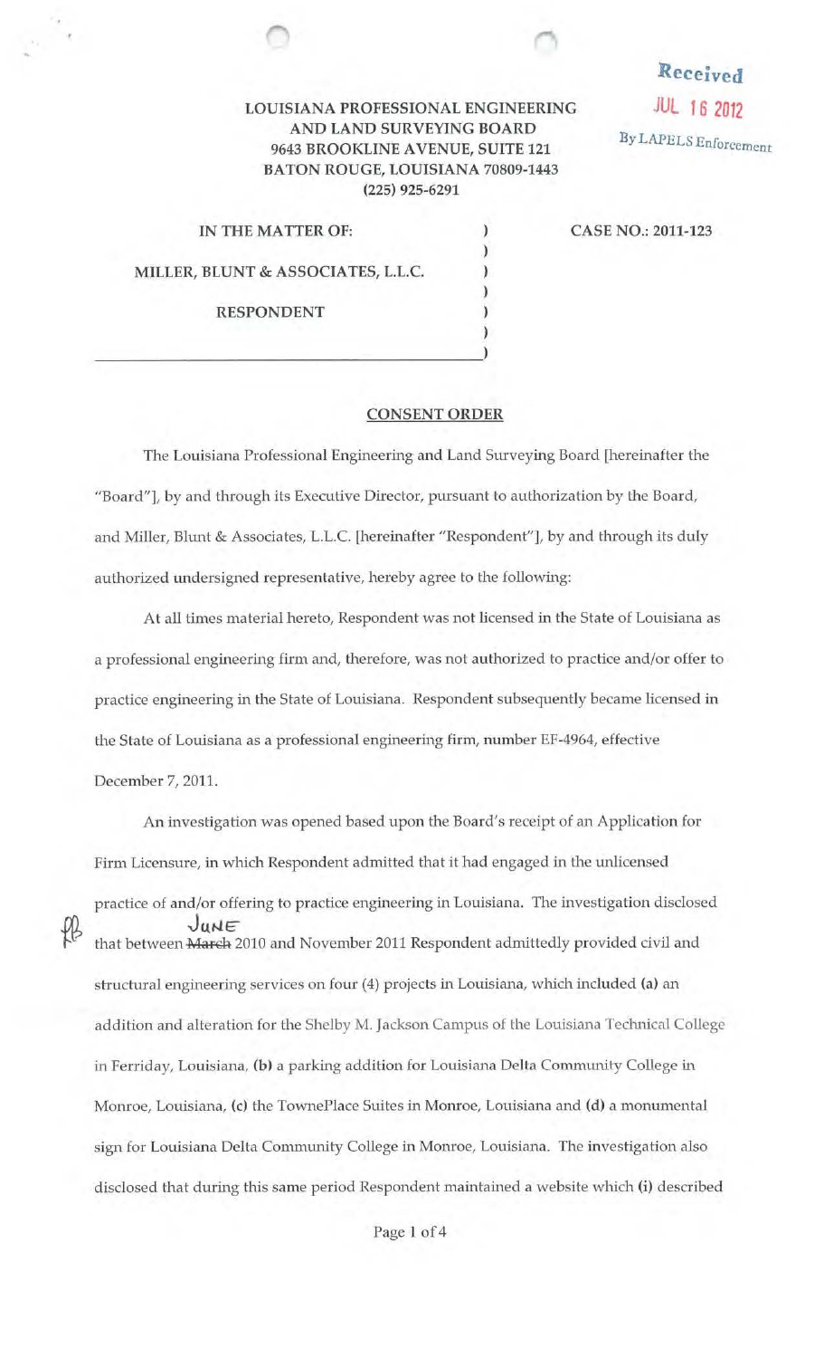Received
JUL 16 2012
By LAPELS Enforcement

LOUISIANA PROFESSIONAL ENGINEERING
AND LAND SURVEYING BOARD
9643 BROOKLINE AVENUE, SUITE 121
BATON ROUGE, LOUISIANA 70809-1443
(225) 925-6291

IN THE MATTER OF:

MILLER, BLUNT & ASSOCIATES, L.L.C.

RESPONDENT

CASE NO.: 2011-123

## CONSENT ORDER

The Louisiana Professional Engineering and Land Surveying Board [hereinafter the "Board"], by and through its Executive Director, pursuant to authorization by the Board, and Miller, Blunt & Associates, L.L.C. [hereinafter "Respondent"], by and through its duly authorized undersigned representative, hereby agree to the following:

At all times material hereto, Respondent was not licensed in the State of Louisiana as a professional engineering firm and, therefore, was not authorized to practice and/or offer to practice engineering in the State of Louisiana. Respondent subsequently became licensed in the State of Louisiana as a professional engineering firm, number EF-4964, effective December 7, 2011.

An investigation was opened based upon the Board's receipt of an Application for Firm Licensure, in which Respondent admitted that it had engaged in the unlicensed practice of and/or offering to practice engineering in Louisiana. The investigation disclosed that between ~~March~~ June 2010 and November 2011 Respondent admittedly provided civil and structural engineering services on four (4) projects in Louisiana, which included **(a)** an addition and alteration for the Shelby M. Jackson Campus of the Louisiana Technical College in Ferriday, Louisiana, **(b)** a parking addition for Louisiana Delta Community College in Monroe, Louisiana, **(c)** the TownePlace Suites in Monroe, Louisiana and **(d)** a monumental sign for Louisiana Delta Community College in Monroe, Louisiana. The investigation also disclosed that during this same period Respondent maintained a website which **(i)** described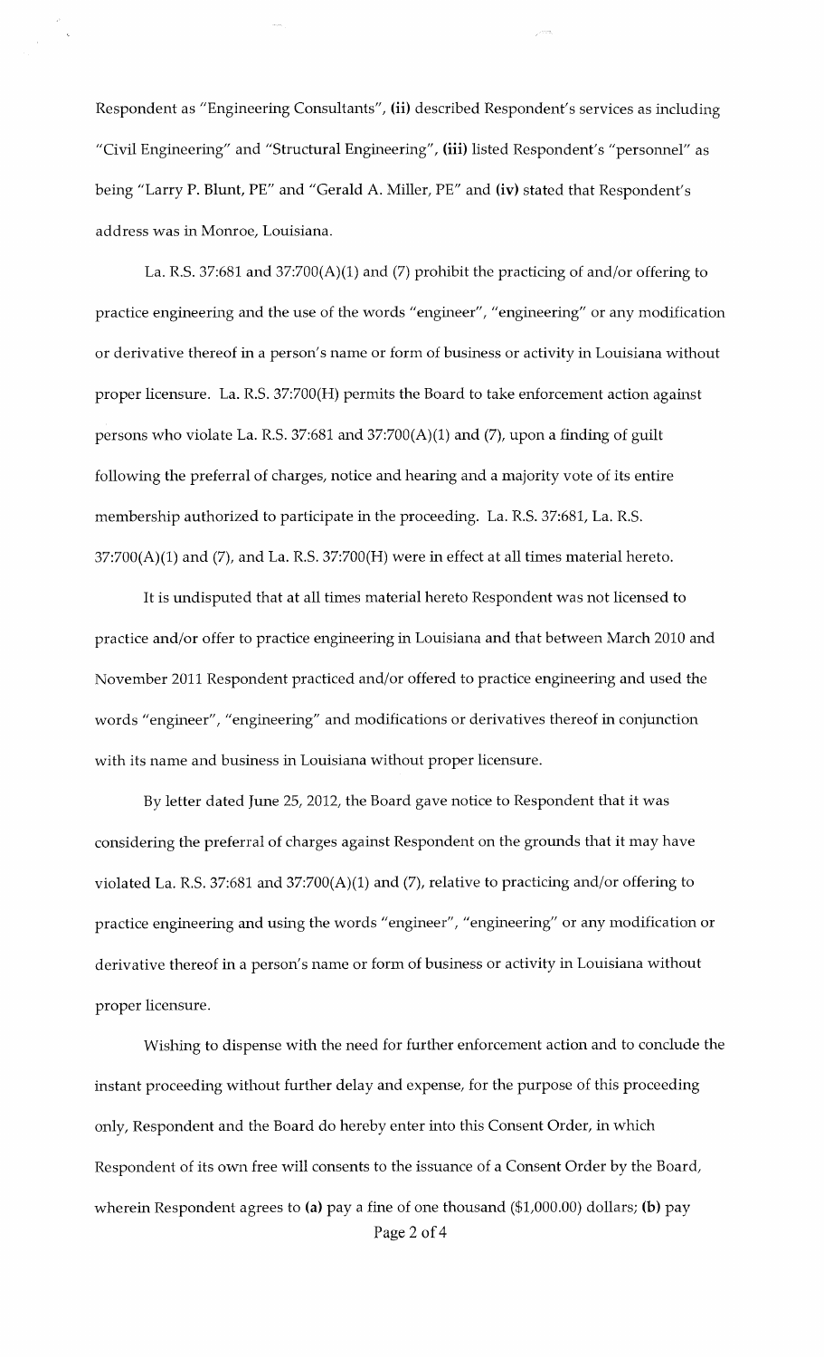Respondent as "Engineering Consultants", **(ii)** described Respondent's services as including "Civil Engineering" and "Structural Engineering", **(iii)** listed Respondent's "personnel" as being "Larry P. Blunt, PE" and "Gerald A. Miller, PE" and **(iv)** stated that Respondent's address was in Monroe, Louisiana.

La. R.S. 37:681 and 37:700(A)(1) and (7) prohibit the practicing of and/or offering to practice engineering and the use of the words "engineer", "engineering" or any modification or derivative thereof in a person's name or form of business or activity in Louisiana without proper licensure. La. R.S. 37:700(H) permits the Board to take enforcement action against persons who violate La. R.S. 37:681 and 37:700(A)(1) and (7), upon a finding of guilt following the preferral of charges, notice and hearing and a majority vote of its entire membership authorized to participate in the proceeding. La. R.S. 37:681, La. R.S. 37:700(A)(1) and (7), and La. R.S. 37:700(H) were in effect at all times material hereto.

It is undisputed that at all times material hereto Respondent was not licensed to practice and/or offer to practice engineering in Louisiana and that between March 2010 and November 2011 Respondent practiced and/or offered to practice engineering and used the words "engineer", "engineering" and modifications or derivatives thereof in conjunction with its name and business in Louisiana without proper licensure.

By letter dated June 25, 2012, the Board gave notice to Respondent that it was considering the preferral of charges against Respondent on the grounds that it may have violated La. R.S. 37:681 and 37:700(A)(1) and (7), relative to practicing and/or offering to practice engineering and using the words "engineer", "engineering" or any modification or derivative thereof in a person's name or form of business or activity in Louisiana without proper licensure.

Wishing to dispense with the need for further enforcement action and to conclude the instant proceeding without further delay and expense, for the purpose of this proceeding only, Respondent and the Board do hereby enter into this Consent Order, in which Respondent of its own free will consents to the issuance of a Consent Order by the Board, wherein Respondent agrees to **(a)** pay a fine of one thousand ($1,000.00) dollars; **(b)** pay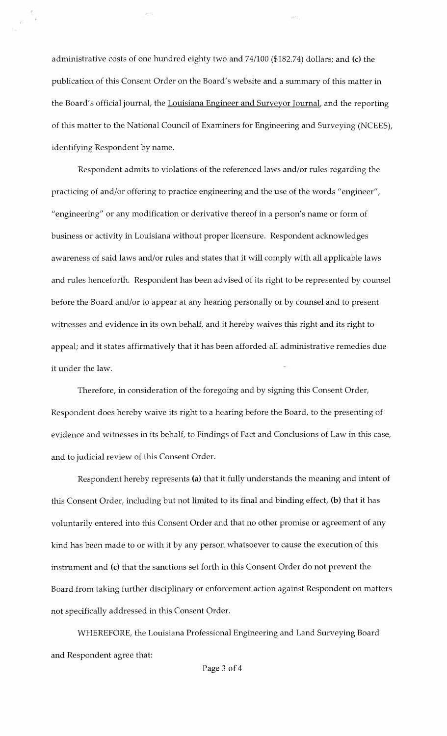administrative costs of one hundred eighty two and 74/100 ($182.74) dollars; and **(c)** the publication of this Consent Order on the Board's website and a summary of this matter in the Board's official journal, the Louisiana Engineer and Surveyor Journal, and the reporting of this matter to the National Council of Examiners for Engineering and Surveying (NCEES), identifying Respondent by name.

Respondent admits to violations of the referenced laws and/or rules regarding the practicing of and/or offering to practice engineering and the use of the words "engineer", "engineering" or any modification or derivative thereof in a person's name or form of business or activity in Louisiana without proper licensure. Respondent acknowledges awareness of said laws and/or rules and states that it will comply with all applicable laws and rules henceforth. Respondent has been advised of its right to be represented by counsel before the Board and/or to appear at any hearing personally or by counsel and to present witnesses and evidence in its own behalf, and it hereby waives this right and its right to appeal; and it states affirmatively that it has been afforded all administrative remedies due it under the law.

Therefore, in consideration of the foregoing and by signing this Consent Order, Respondent does hereby waive its right to a hearing before the Board, to the presenting of evidence and witnesses in its behalf, to Findings of Fact and Conclusions of Law in this case, and to judicial review of this Consent Order.

Respondent hereby represents **(a)** that it fully understands the meaning and intent of this Consent Order, including but not limited to its final and binding effect, **(b)** that it has voluntarily entered into this Consent Order and that no other promise or agreement of any kind has been made to or with it by any person whatsoever to cause the execution of this instrument and **(c)** that the sanctions set forth in this Consent Order do not prevent the Board from taking further disciplinary or enforcement action against Respondent on matters not specifically addressed in this Consent Order.

WHEREFORE, the Louisiana Professional Engineering and Land Surveying Board and Respondent agree that: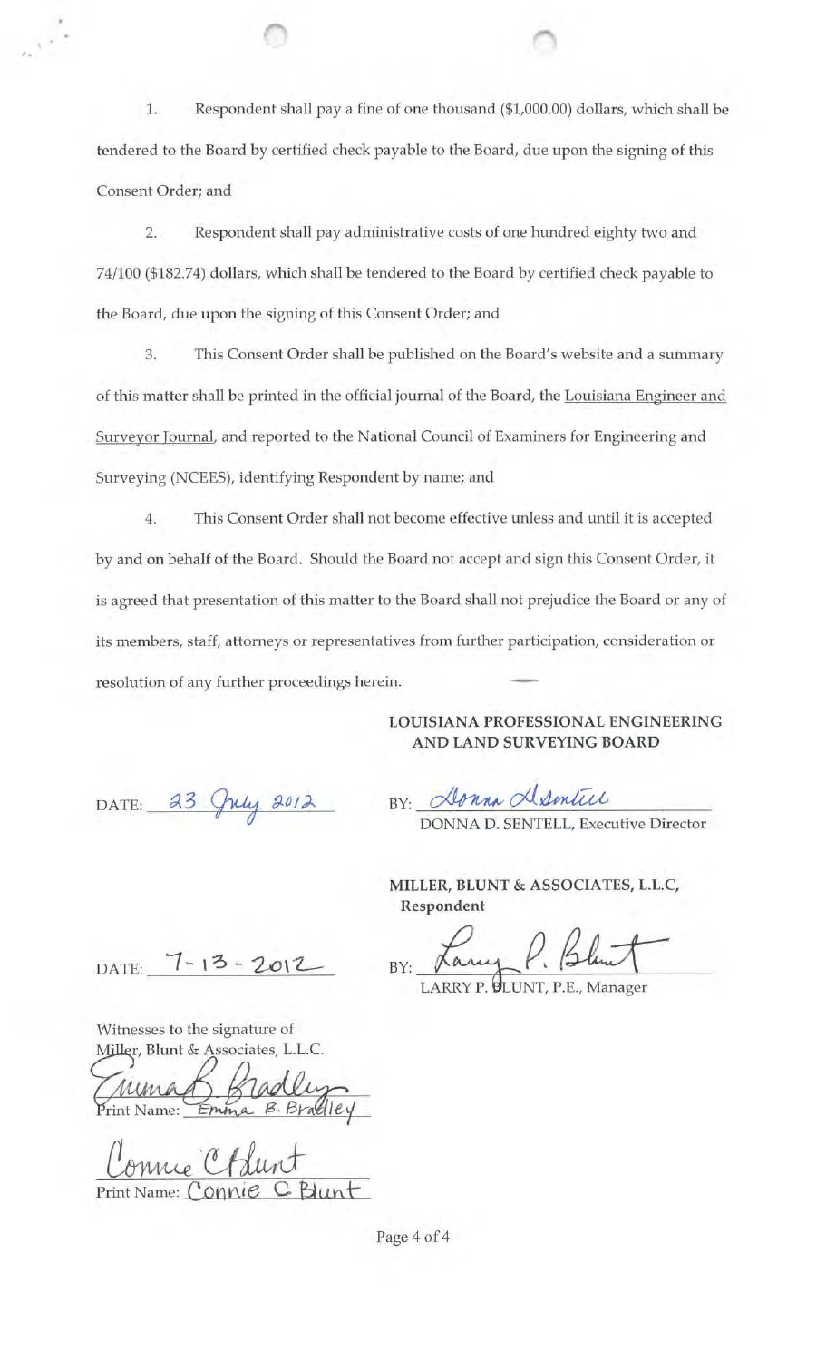1. Respondent shall pay a fine of one thousand ($1,000.00) dollars, which shall be tendered to the Board by certified check payable to the Board, due upon the signing of this Consent Order; and

2. Respondent shall pay administrative costs of one hundred eighty two and 74/100 ($182.74) dollars, which shall be tendered to the Board by certified check payable to the Board, due upon the signing of this Consent Order; and

3. This Consent Order shall be published on the Board's website and a summary of this matter shall be printed in the official journal of the Board, the Louisiana Engineer and Surveyor Journal, and reported to the National Council of Examiners for Engineering and Surveying (NCEES), identifying Respondent by name; and

4. This Consent Order shall not become effective unless and until it is accepted by and on behalf of the Board. Should the Board not accept and sign this Consent Order, it is agreed that presentation of this matter to the Board shall not prejudice the Board or any of its members, staff, attorneys or representatives from further participation, consideration or resolution of any further proceedings herein.

**LOUISIANA PROFESSIONAL ENGINEERING AND LAND SURVEYING BOARD**

DATE: 23 July 2012

BY: Donna D. Sentell
DONNA D. SENTELL, Executive Director

**MILLER, BLUNT & ASSOCIATES, L.L.C, Respondent**

DATE: 7-13-2012

BY: Larry P. Blunt
LARRY P. BLUNT, P.E., Manager

Witnesses to the signature of Miller, Blunt & Associates, L.L.C.

Emma B. Bradley
Print Name: Emma B. Bradley

Connie C Blunt
Print Name: Connie C Blunt